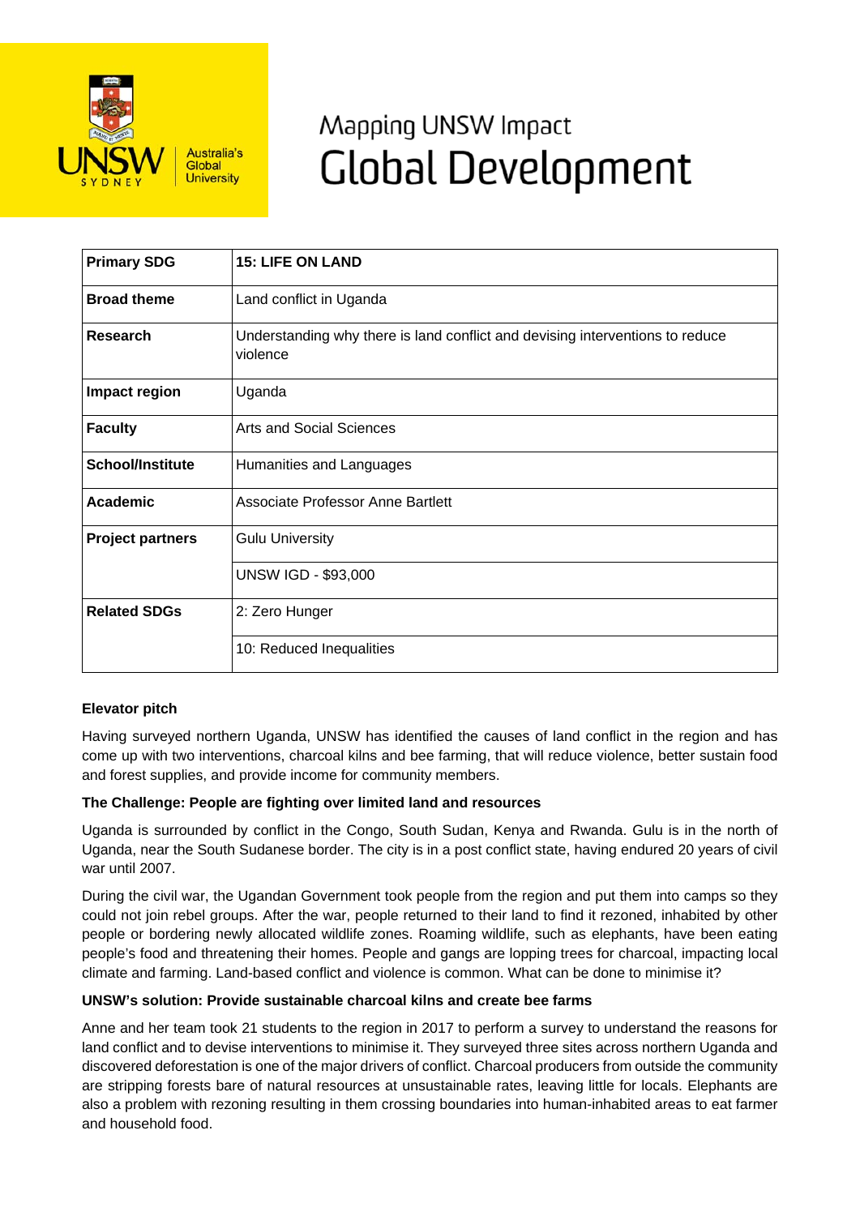Mapping UNSW Impact

# Global Development

| | |
|---|---|
| **Primary SDG** | **15: LIFE ON LAND** |
| **Broad theme** | Land conflict in Uganda |
| **Research** | Understanding why there is land conflict and devising interventions to reduce violence |
| **Impact region** | Uganda |
| **Faculty** | Arts and Social Sciences |
| **School/Institute** | Humanities and Languages |
| **Academic** | Associate Professor Anne Bartlett |
| **Project partners** | Gulu University |
| | UNSW IGD - $93,000 |
| **Related SDGs** | 2: Zero Hunger |
| | 10: Reduced Inequalities |

**Elevator pitch**

Having surveyed northern Uganda, UNSW has identified the causes of land conflict in the region and has come up with two interventions, charcoal kilns and bee farming, that will reduce violence, better sustain food and forest supplies, and provide income for community members.

**The Challenge: People are fighting over limited land and resources**

Uganda is surrounded by conflict in the Congo, South Sudan, Kenya and Rwanda. Gulu is in the north of Uganda, near the South Sudanese border. The city is in a post conflict state, having endured 20 years of civil war until 2007.

During the civil war, the Ugandan Government took people from the region and put them into camps so they could not join rebel groups. After the war, people returned to their land to find it rezoned, inhabited by other people or bordering newly allocated wildlife zones. Roaming wildlife, such as elephants, have been eating people's food and threatening their homes. People and gangs are lopping trees for charcoal, impacting local climate and farming. Land-based conflict and violence is common. What can be done to minimise it?

**UNSW's solution: Provide sustainable charcoal kilns and create bee farms**

Anne and her team took 21 students to the region in 2017 to perform a survey to understand the reasons for land conflict and to devise interventions to minimise it. They surveyed three sites across northern Uganda and discovered deforestation is one of the major drivers of conflict. Charcoal producers from outside the community are stripping forests bare of natural resources at unsustainable rates, leaving little for locals. Elephants are also a problem with rezoning resulting in them crossing boundaries into human-inhabited areas to eat farmer and household food.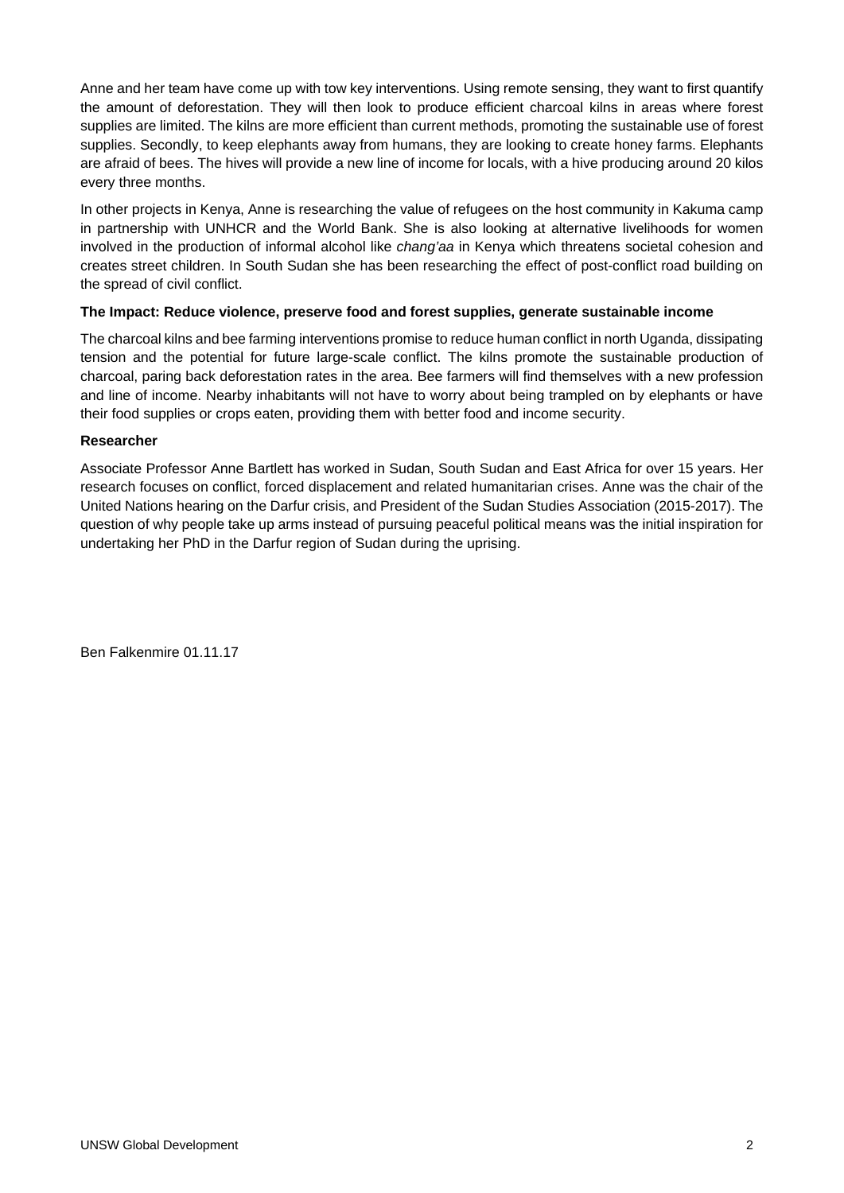Anne and her team have come up with tow key interventions. Using remote sensing, they want to first quantify the amount of deforestation. They will then look to produce efficient charcoal kilns in areas where forest supplies are limited. The kilns are more efficient than current methods, promoting the sustainable use of forest supplies. Secondly, to keep elephants away from humans, they are looking to create honey farms. Elephants are afraid of bees. The hives will provide a new line of income for locals, with a hive producing around 20 kilos every three months.

In other projects in Kenya, Anne is researching the value of refugees on the host community in Kakuma camp in partnership with UNHCR and the World Bank. She is also looking at alternative livelihoods for women involved in the production of informal alcohol like *chang'aa* in Kenya which threatens societal cohesion and creates street children. In South Sudan she has been researching the effect of post-conflict road building on the spread of civil conflict.

**The Impact: Reduce violence, preserve food and forest supplies, generate sustainable income**

The charcoal kilns and bee farming interventions promise to reduce human conflict in north Uganda, dissipating tension and the potential for future large-scale conflict. The kilns promote the sustainable production of charcoal, paring back deforestation rates in the area. Bee farmers will find themselves with a new profession and line of income. Nearby inhabitants will not have to worry about being trampled on by elephants or have their food supplies or crops eaten, providing them with better food and income security.

**Researcher**

Associate Professor Anne Bartlett has worked in Sudan, South Sudan and East Africa for over 15 years. Her research focuses on conflict, forced displacement and related humanitarian crises. Anne was the chair of the United Nations hearing on the Darfur crisis, and President of the Sudan Studies Association (2015-2017). The question of why people take up arms instead of pursuing peaceful political means was the initial inspiration for undertaking her PhD in the Darfur region of Sudan during the uprising.

Ben Falkenmire 01.11.17